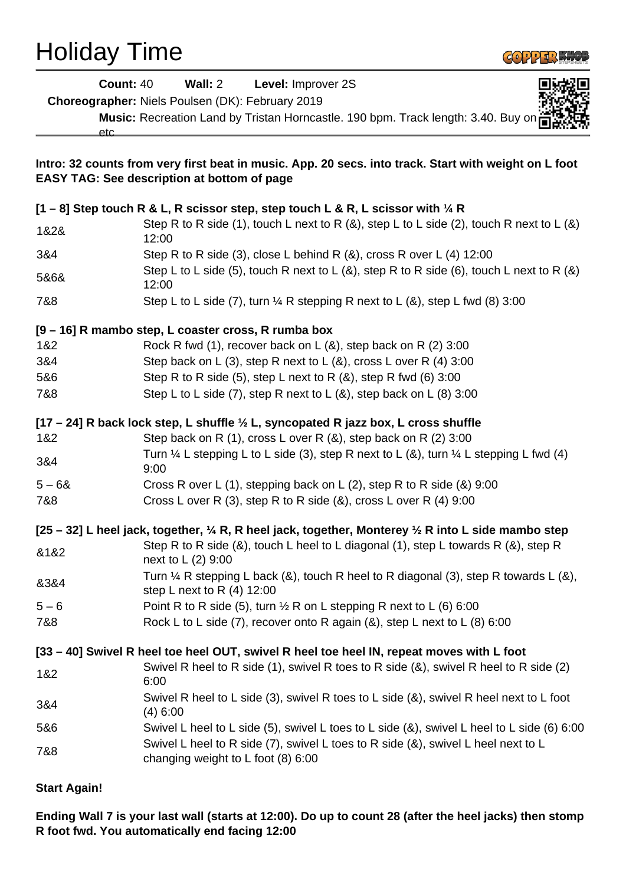# Holiday Time

**Count:** 40 **Wall:** 2 **Level:** Improver 2S

**Choreographer:** Niels Poulsen (DK): February 2019

**Music:** Recreation Land by Tristan Horncastle. 190 bpm. Track length: 3.40. Buy on etc

**Intro: 32 counts from very first beat in music. App. 20 secs. into track. Start with weight on L foot**
**EASY TAG: See description at bottom of page**

**[1 – 8] Step touch R & L, R scissor step, step touch L & R, L scissor with ¼ R**

| | |
|---|---|
| 1&2& | Step R to R side (1), touch L next to R (&), step L to L side (2), touch R next to L (&) 12:00 |
| 3&4 | Step R to R side (3), close L behind R (&), cross R over L (4) 12:00 |
| 5&6& | Step L to L side (5), touch R next to L (&), step R to R side (6), touch L next to R (&) 12:00 |
| 7&8 | Step L to L side (7), turn ¼ R stepping R next to L (&), step L fwd (8) 3:00 |

**[9 – 16] R mambo step, L coaster cross, R rumba box**

| | |
|---|---|
| 1&2 | Rock R fwd (1), recover back on L (&), step back on R (2) 3:00 |
| 3&4 | Step back on L (3), step R next to L (&), cross L over R (4) 3:00 |
| 5&6 | Step R to R side (5), step L next to R (&), step R fwd (6) 3:00 |
| 7&8 | Step L to L side (7), step R next to L (&), step back on L (8) 3:00 |

**[17 – 24] R back lock step, L shuffle ½ L, syncopated R jazz box, L cross shuffle**

| | |
|---|---|
| 1&2 | Step back on R (1), cross L over R (&), step back on R (2) 3:00 |
| 3&4 | Turn ¼ L stepping L to L side (3), step R next to L (&), turn ¼ L stepping L fwd (4) 9:00 |
| 5 – 6& | Cross R over L (1), stepping back on L (2), step R to R side (&) 9:00 |
| 7&8 | Cross L over R (3), step R to R side (&), cross L over R (4) 9:00 |

**[25 – 32] L heel jack, together, ¼ R, R heel jack, together, Monterey ½ R into L side mambo step**

| | |
|---|---|
| &1&2 | Step R to R side (&), touch L heel to L diagonal (1), step L towards R (&), step R next to L (2) 9:00 |
| &3&4 | Turn ¼ R stepping L back (&), touch R heel to R diagonal (3), step R towards L (&), step L next to R (4) 12:00 |
| 5 – 6 | Point R to R side (5), turn ½ R on L stepping R next to L (6) 6:00 |
| 7&8 | Rock L to L side (7), recover onto R again (&), step L next to L (8) 6:00 |

**[33 – 40] Swivel R heel toe heel OUT, swivel R heel toe heel IN, repeat moves with L foot**

| | |
|---|---|
| 1&2 | Swivel R heel to R side (1), swivel R toes to R side (&), swivel R heel to R side (2) 6:00 |
| 3&4 | Swivel R heel to L side (3), swivel R toes to L side (&), swivel R heel next to L foot (4) 6:00 |
| 5&6 | Swivel L heel to L side (5), swivel L toes to L side (&), swivel L heel to L side (6) 6:00 |
| 7&8 | Swivel L heel to R side (7), swivel L toes to R side (&), swivel L heel next to L changing weight to L foot (8) 6:00 |

**Start Again!**

**Ending Wall 7 is your last wall (starts at 12:00). Do up to count 28 (after the heel jacks) then stomp R foot fwd. You automatically end facing 12:00**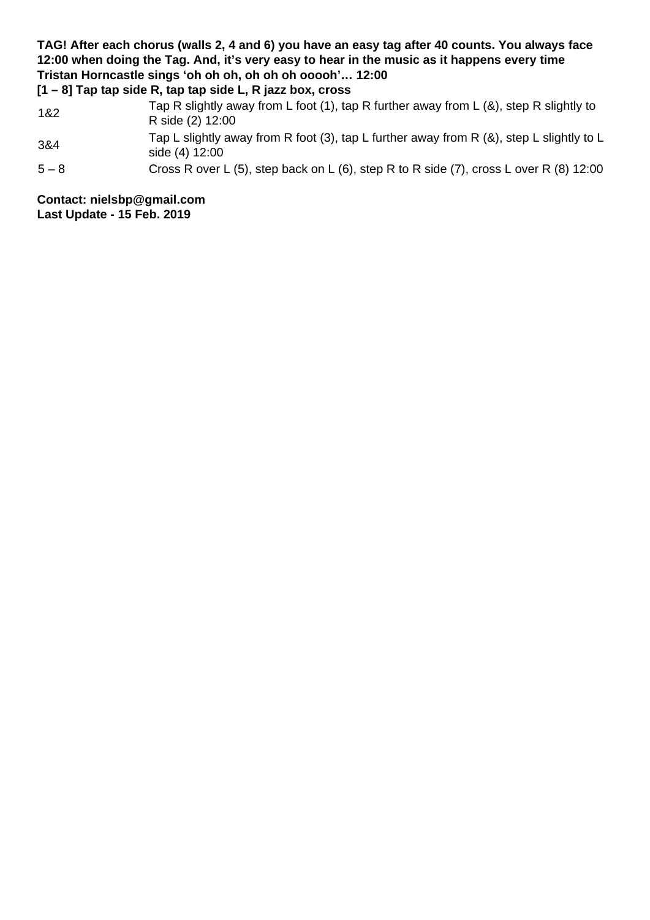**TAG! After each chorus (walls 2, 4 and 6) you have an easy tag after 40 counts. You always face 12:00 when doing the Tag. And, it's very easy to hear in the music as it happens every time Tristan Horncastle sings 'oh oh oh, oh oh oh ooooh'… 12:00**

**[1 – 8] Tap tap side R, tap tap side L, R jazz box, cross**

| | |
|---|---|
| 1&2 | Tap R slightly away from L foot (1), tap R further away from L (&), step R slightly to R side (2) 12:00 |
| 3&4 | Tap L slightly away from R foot (3), tap L further away from R (&), step L slightly to L side (4) 12:00 |
| 5 – 8 | Cross R over L (5), step back on L (6), step R to R side (7), cross L over R (8) 12:00 |

**Contact: nielsbp@gmail.com**
**Last Update - 15 Feb. 2019**